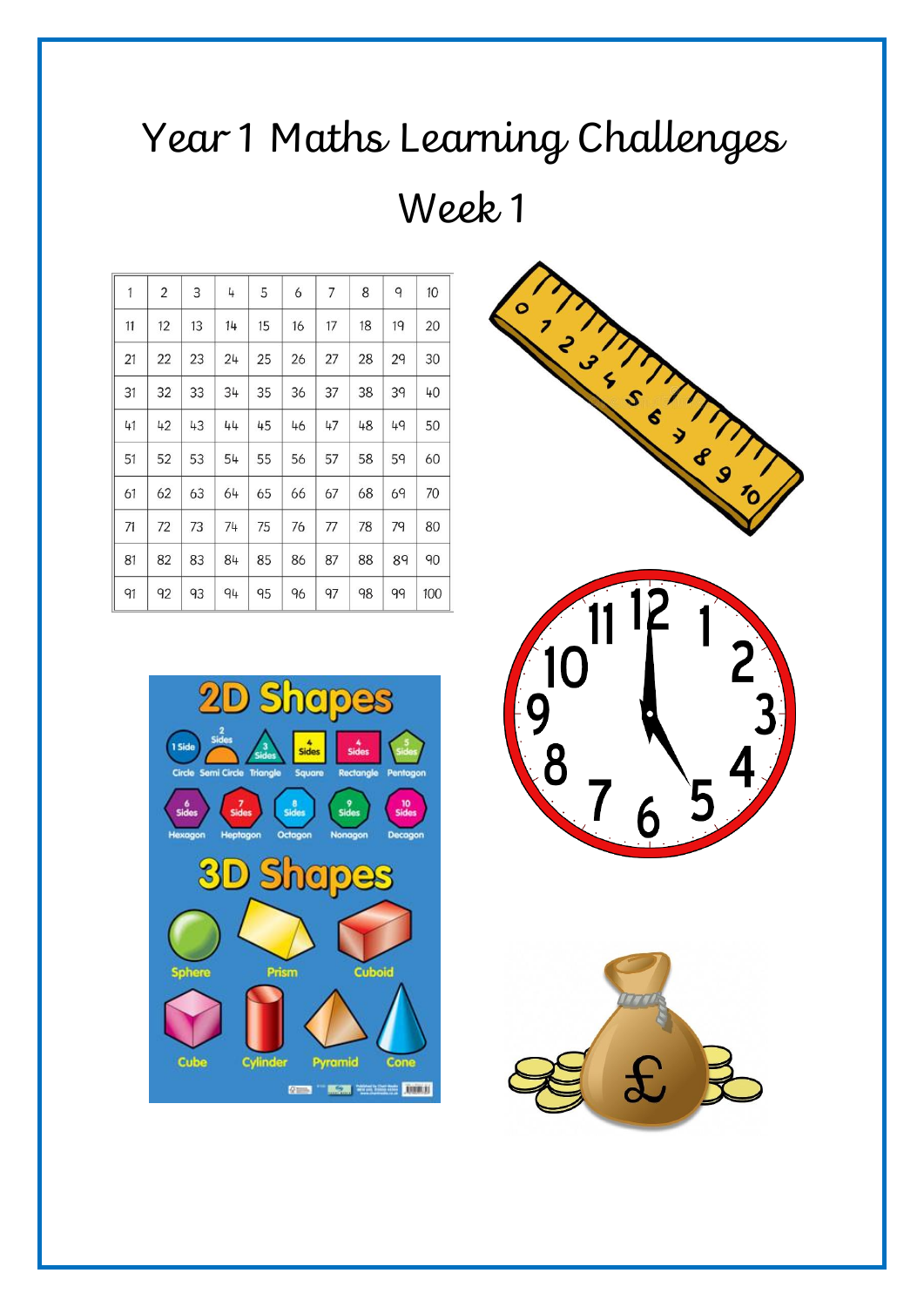# Year 1 Maths Learning Challenges

## Week 1

| 1 | 2 | 3 | 4 | 5 | 6 | 7 | 8 | 9 | 10 |
|---|---|---|---|---|---|---|---|---|---|
| 11 | 12 | 13 | 14 | 15 | 16 | 17 | 18 | 19 | 20 |
| 21 | 22 | 23 | 24 | 25 | 26 | 27 | 28 | 29 | 30 |
| 31 | 32 | 33 | 34 | 35 | 36 | 37 | 38 | 39 | 40 |
| 41 | 42 | 43 | 44 | 45 | 46 | 47 | 48 | 49 | 50 |
| 51 | 52 | 53 | 54 | 55 | 56 | 57 | 58 | 59 | 60 |
| 61 | 62 | 63 | 64 | 65 | 66 | 67 | 68 | 69 | 70 |
| 71 | 72 | 73 | 74 | 75 | 76 | 77 | 78 | 79 | 80 |
| 81 | 82 | 83 | 84 | 85 | 86 | 87 | 88 | 89 | 90 |
| 91 | 92 | 93 | 94 | 95 | 96 | 97 | 98 | 99 | 100 |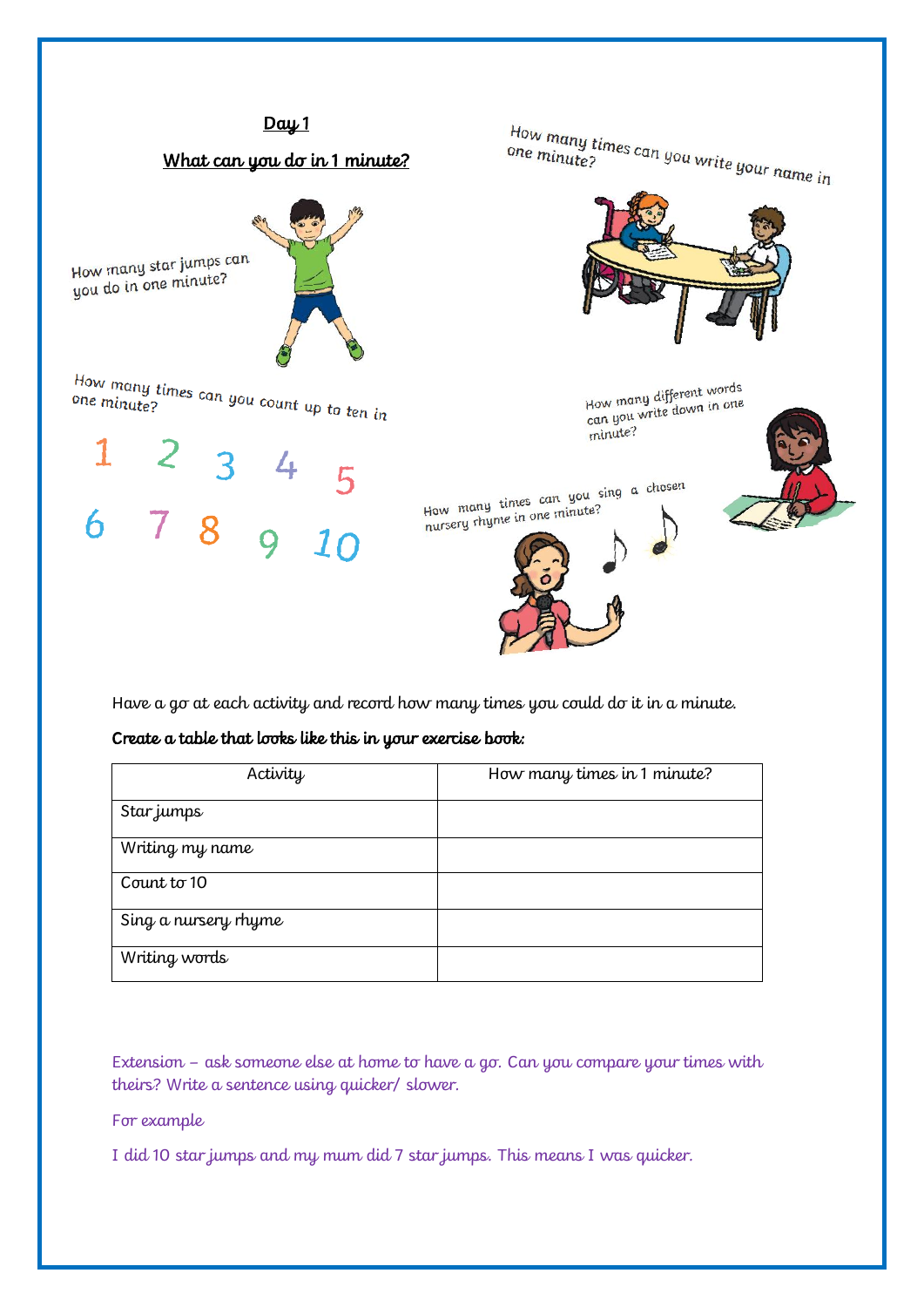## Day 1

## What can you do in 1 minute?

How many star jumps can you do in one minute?

How many times can you write your name in one minute?

How many times can you count up to ten in one minute?

1 2 3 4 5

6 7 8 9 10

How many different words can you write down in one minute?

How many times can you sing a chosen nursery rhyme in one minute?

Have a go at each activity and record how many times you could do it in a minute.

**Create a table that looks like this in your exercise book:**

| Activity | How many times in 1 minute? |
| --- | --- |
| Star jumps | |
| Writing my name | |
| Count to 10 | |
| Sing a nursery rhyme | |
| Writing words | |

Extension – ask someone else at home to have a go. Can you compare your times with theirs? Write a sentence using quicker/ slower.

For example

I did 10 star jumps and my mum did 7 star jumps. This means I was quicker.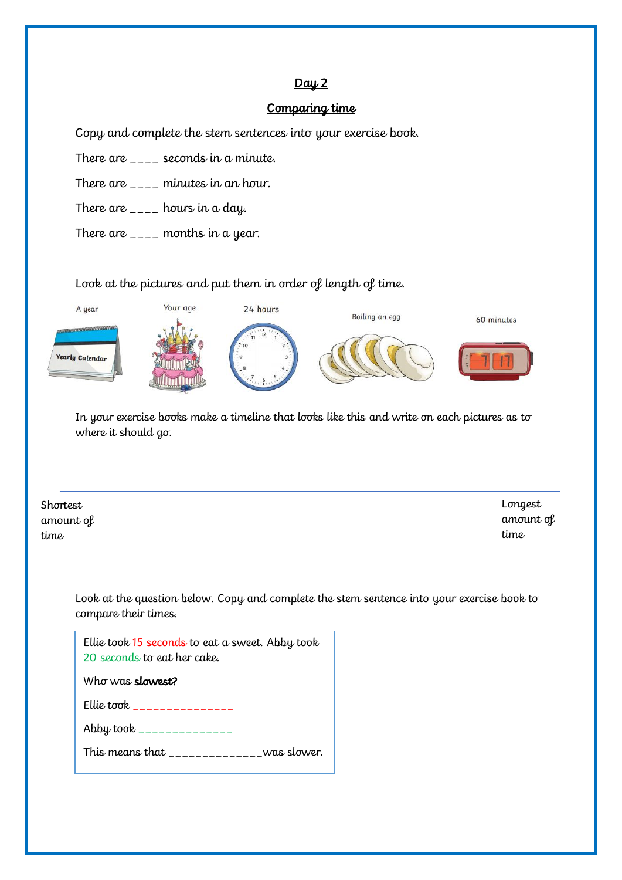# Day 2

## Comparing time

Copy and complete the stem sentences into your exercise book.

There are ____ seconds in a minute.

There are ____ minutes in an hour.

There are ____ hours in a day.

There are ____ months in a year.

Look at the pictures and put them in order of length of time.

A year | Your age | 24 hours | Boiling an egg | 60 minutes

In your exercise books make a timeline that looks like this and write on each pictures as to where it should go.

Shortest amount of time ———————————————— Longest amount of time

Look at the question below. Copy and complete the stem sentence into your exercise book to compare their times.

Ellie took 15 seconds to eat a sweet. Abby took 20 seconds to eat her cake.

Who was **slowest?**

Ellie took _______________

Abby took ______________

This means that _____________ was slower.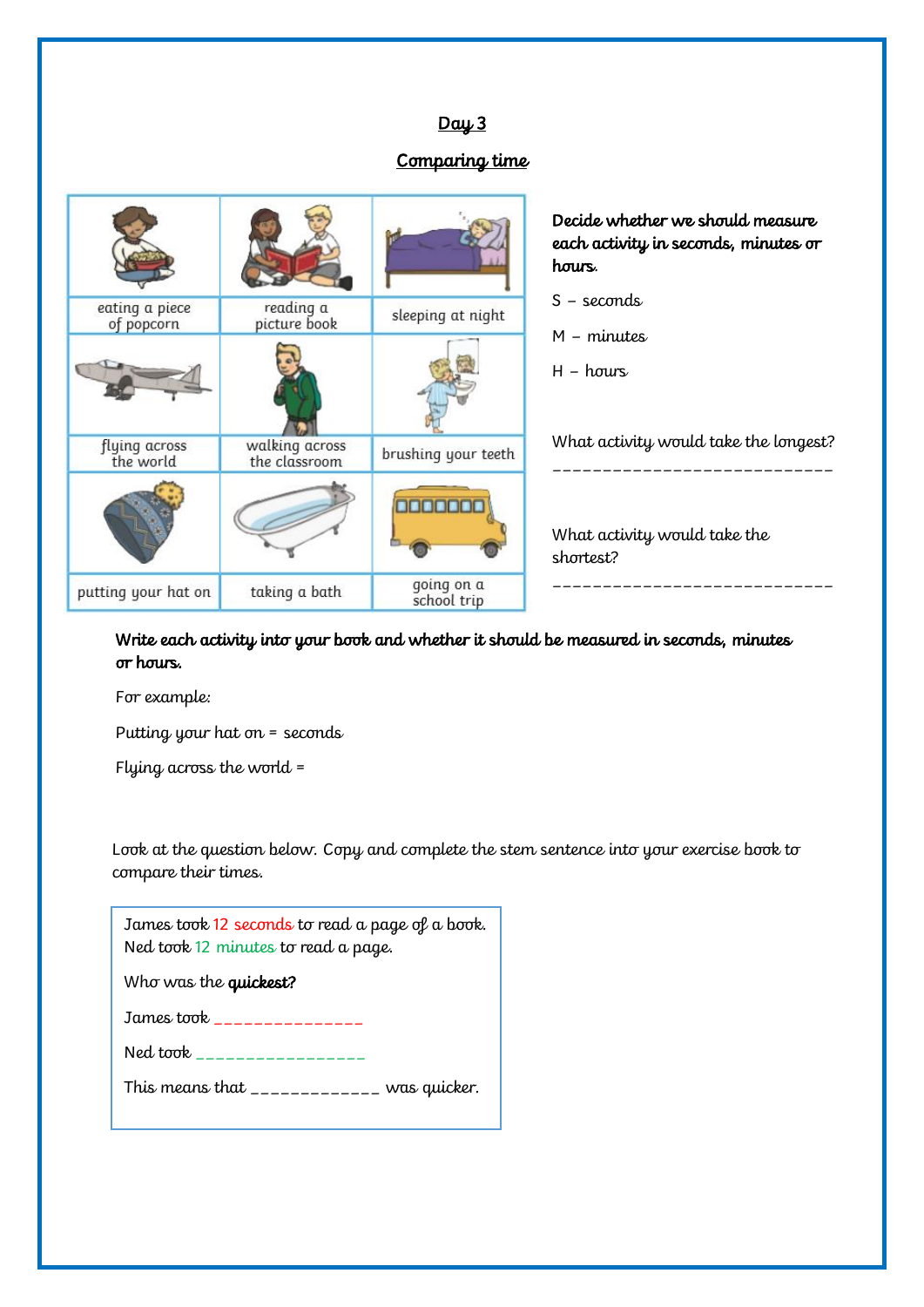## Day 3

## Comparing time

| eating a piece of popcorn | reading a picture book | sleeping at night |
|---|---|---|
| flying across the world | walking across the classroom | brushing your teeth |
| putting your hat on | taking a bath | going on a school trip |

**Decide whether we should measure each activity in seconds, minutes or hours.**

S – seconds

M – minutes

H – hours

What activity would take the longest?

___________________________

What activity would take the shortest?

___________________________

**Write each activity into your book and whether it should be measured in seconds, minutes or hours.**

For example:

Putting your hat on = seconds

Flying across the world =

Look at the question below. Copy and complete the stem sentence into your exercise book to compare their times.

> James took 12 seconds to read a page of a book.
> Ned took 12 minutes to read a page.
>
> Who was the **quickest?**
>
> James took _______________
>
> Ned took _________________
>
> This means that _____________ was quicker.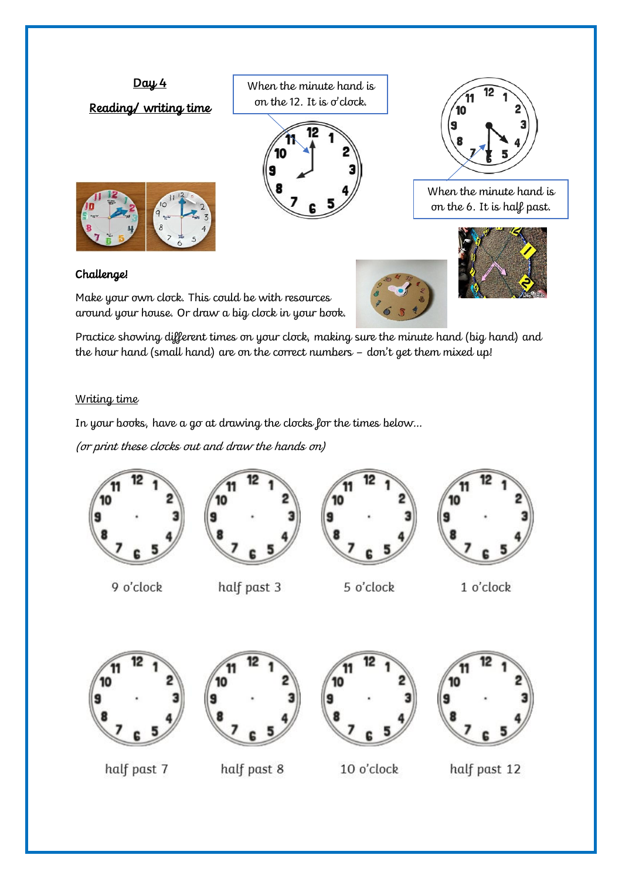**Day 4**

**Reading/ writing time**

When the minute hand is on the 12. It is o'clock.

When the minute hand is on the 6. It is half past.

**Challenge!**

Make your own clock. This could be with resources around your house. Or draw a big clock in your book.

Practice showing different times on your clock, making sure the minute hand (big hand) and the hour hand (small hand) are on the correct numbers – don't get them mixed up!

Writing time

In your books, have a go at drawing the clocks for the times below…

*(or print these clocks out and draw the hands on)*

9 o'clock

half past 3

5 o'clock

1 o'clock

half past 7

half past 8

10 o'clock

half past 12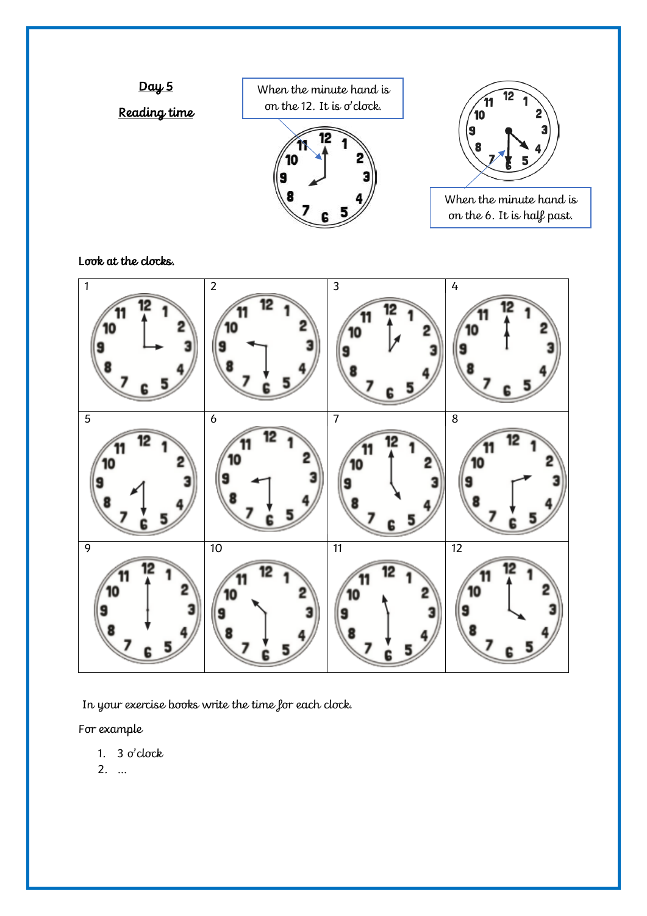**Day 5**

**Reading time**

When the minute hand is on the 12. It is o'clock.

When the minute hand is on the 6. It is half past.

Look at the clocks.

| | | | |
|---|---|---|---|
| 1 | 2 | 3 | 4 |
| 5 | 6 | 7 | 8 |
| 9 | 10 | 11 | 12 |

In your exercise books write the time for each clock.

For example

1. 3 o'clock
2. …